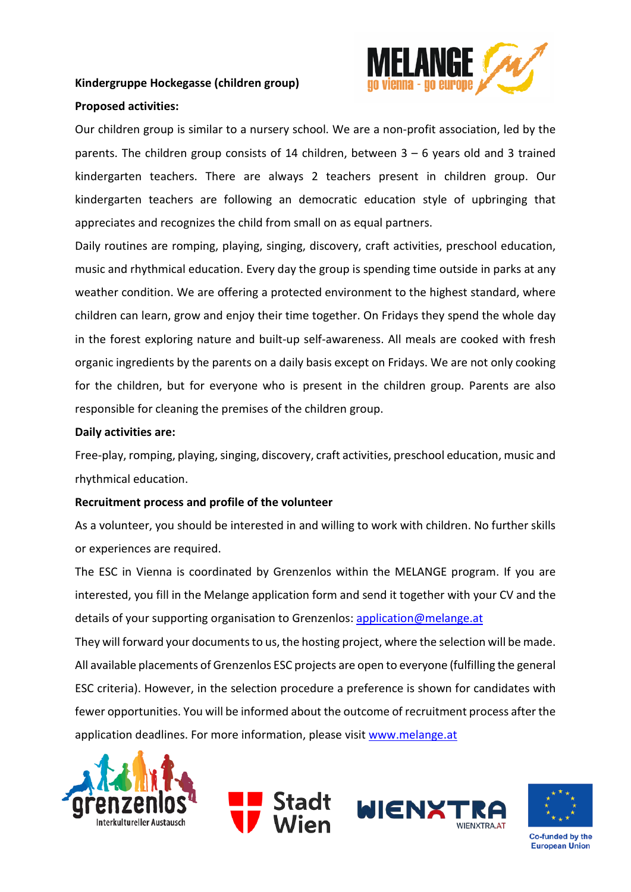**Kindergruppe Hockegasse (children group)**

**Proposed activities:**

Our children group is similar to a nursery school. We are a non-profit association, led by the parents. The children group consists of 14 children, between 3 – 6 years old and 3 trained kindergarten teachers. There are always 2 teachers present in children group. Our kindergarten teachers are following an democratic education style of upbringing that appreciates and recognizes the child from small on as equal partners.

Daily routines are romping, playing, singing, discovery, craft activities, preschool education, music and rhythmical education. Every day the group is spending time outside in parks at any weather condition. We are offering a protected environment to the highest standard, where children can learn, grow and enjoy their time together. On Fridays they spend the whole day in the forest exploring nature and built-up self-awareness. All meals are cooked with fresh organic ingredients by the parents on a daily basis except on Fridays. We are not only cooking for the children, but for everyone who is present in the children group. Parents are also responsible for cleaning the premises of the children group.

**Daily activities are:**

Free-play, romping, playing, singing, discovery, craft activities, preschool education, music and rhythmical education.

**Recruitment process and profile of the volunteer**

As a volunteer, you should be interested in and willing to work with children. No further skills or experiences are required.

The ESC in Vienna is coordinated by Grenzenlos within the MELANGE program. If you are interested, you fill in the Melange application form and send it together with your CV and the details of your supporting organisation to Grenzenlos: application@melange.at

They will forward your documents to us, the hosting project, where the selection will be made. All available placements of Grenzenlos ESC projects are open to everyone (fulfilling the general ESC criteria). However, in the selection procedure a preference is shown for candidates with fewer opportunities. You will be informed about the outcome of recruitment process after the application deadlines. For more information, please visit www.melange.at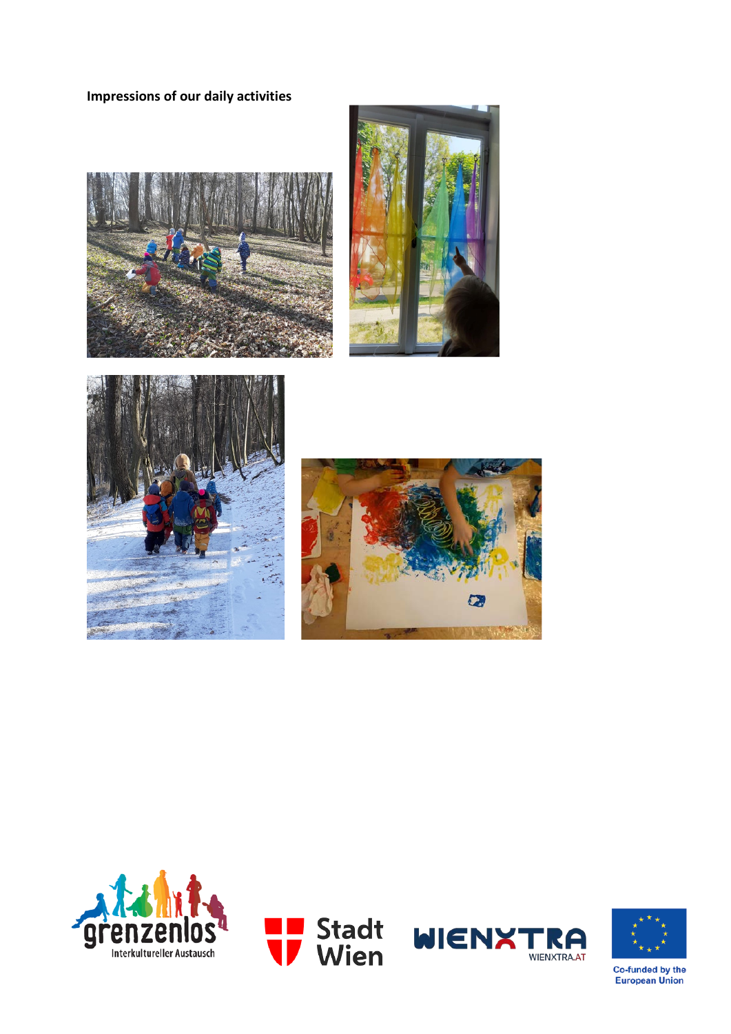**Impressions of our daily activities**